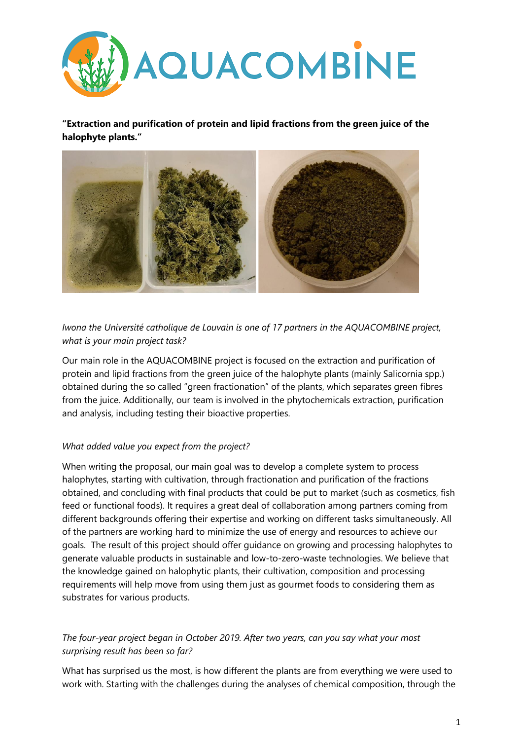**"Extraction and purification of protein and lipid fractions from the green juice of the halophyte plants."**

*Iwona the Université catholique de Louvain is one of 17 partners in the AQUACOMBINE project, what is your main project task?*

Our main role in the AQUACOMBINE project is focused on the extraction and purification of protein and lipid fractions from the green juice of the halophyte plants (mainly Salicornia spp.) obtained during the so called "green fractionation" of the plants, which separates green fibres from the juice. Additionally, our team is involved in the phytochemicals extraction, purification and analysis, including testing their bioactive properties.

*What added value you expect from the project?*

When writing the proposal, our main goal was to develop a complete system to process halophytes, starting with cultivation, through fractionation and purification of the fractions obtained, and concluding with final products that could be put to market (such as cosmetics, fish feed or functional foods). It requires a great deal of collaboration among partners coming from different backgrounds offering their expertise and working on different tasks simultaneously. All of the partners are working hard to minimize the use of energy and resources to achieve our goals. The result of this project should offer guidance on growing and processing halophytes to generate valuable products in sustainable and low-to-zero-waste technologies. We believe that the knowledge gained on halophytic plants, their cultivation, composition and processing requirements will help move from using them just as gourmet foods to considering them as substrates for various products.

*The four-year project began in October 2019. After two years, can you say what your most surprising result has been so far?*

What has surprised us the most, is how different the plants are from everything we were used to work with. Starting with the challenges during the analyses of chemical composition, through the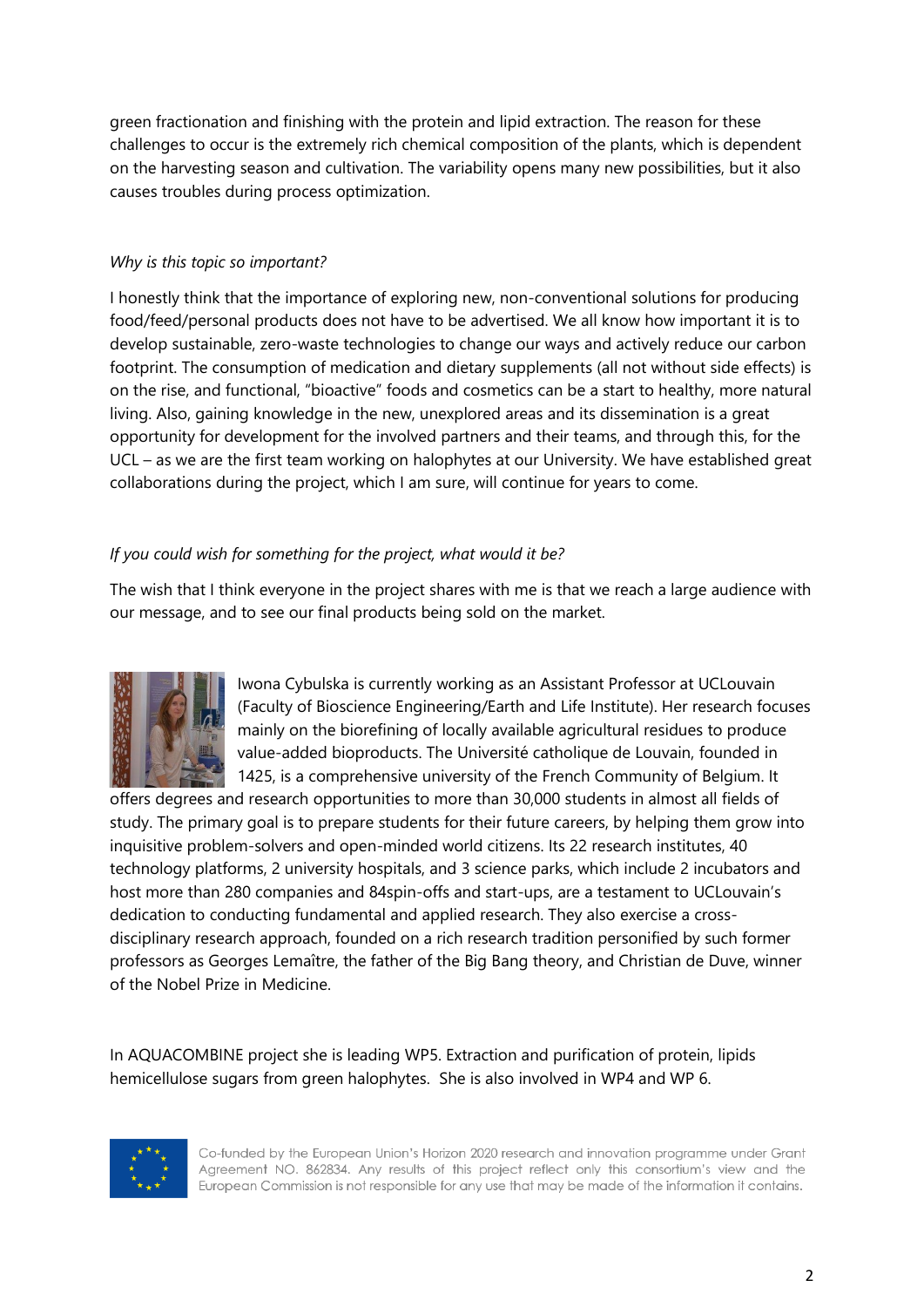green fractionation and finishing with the protein and lipid extraction. The reason for these challenges to occur is the extremely rich chemical composition of the plants, which is dependent on the harvesting season and cultivation. The variability opens many new possibilities, but it also causes troubles during process optimization.

*Why is this topic so important?*

I honestly think that the importance of exploring new, non-conventional solutions for producing food/feed/personal products does not have to be advertised. We all know how important it is to develop sustainable, zero-waste technologies to change our ways and actively reduce our carbon footprint. The consumption of medication and dietary supplements (all not without side effects) is on the rise, and functional, "bioactive" foods and cosmetics can be a start to healthy, more natural living. Also, gaining knowledge in the new, unexplored areas and its dissemination is a great opportunity for development for the involved partners and their teams, and through this, for the UCL – as we are the first team working on halophytes at our University. We have established great collaborations during the project, which I am sure, will continue for years to come.

*If you could wish for something for the project, what would it be?*

The wish that I think everyone in the project shares with me is that we reach a large audience with our message, and to see our final products being sold on the market.

Iwona Cybulska is currently working as an Assistant Professor at UCLouvain (Faculty of Bioscience Engineering/Earth and Life Institute). Her research focuses mainly on the biorefining of locally available agricultural residues to produce value-added bioproducts. The Université catholique de Louvain, founded in 1425, is a comprehensive university of the French Community of Belgium. It offers degrees and research opportunities to more than 30,000 students in almost all fields of study. The primary goal is to prepare students for their future careers, by helping them grow into inquisitive problem-solvers and open-minded world citizens. Its 22 research institutes, 40 technology platforms, 2 university hospitals, and 3 science parks, which include 2 incubators and host more than 280 companies and 84spin-offs and start-ups, are a testament to UCLouvain's dedication to conducting fundamental and applied research. They also exercise a cross-disciplinary research approach, founded on a rich research tradition personified by such former professors as Georges Lemaître, the father of the Big Bang theory, and Christian de Duve, winner of the Nobel Prize in Medicine.

In AQUACOMBINE project she is leading WP5. Extraction and purification of protein, lipids hemicellulose sugars from green halophytes. She is also involved in WP4 and WP 6.

Co-funded by the European Union's Horizon 2020 research and innovation programme under Grant Agreement NO. 862834. Any results of this project reflect only this consortium's view and the European Commission is not responsible for any use that may be made of the information it contains.